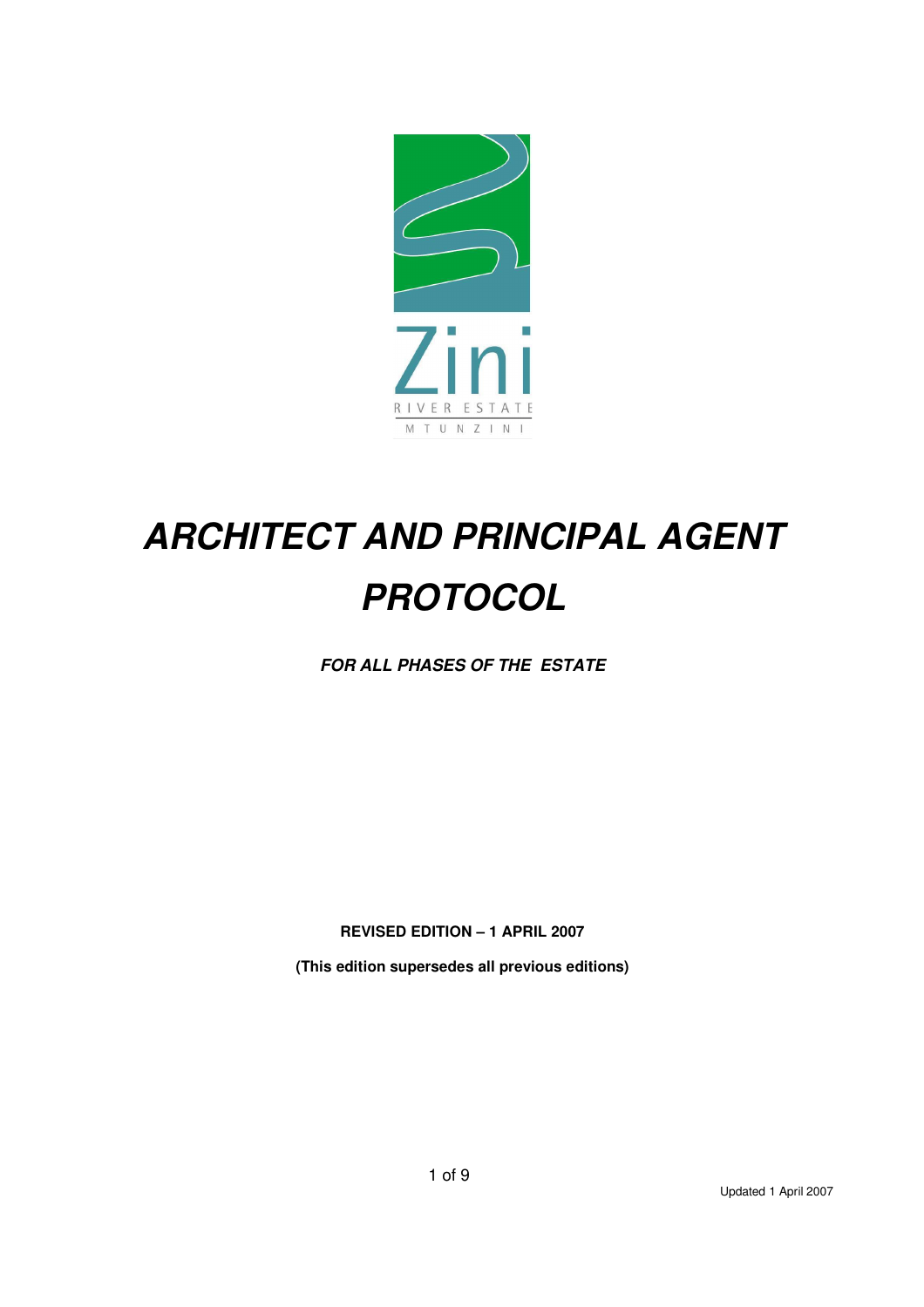Zini

RIVER ESTATE

MTUNZINI

# ***ARCHITECT AND PRINCIPAL AGENT PROTOCOL***

***FOR ALL PHASES OF THE ESTATE***

**REVISED EDITION – 1 APRIL 2007**

**(This edition supersedes all previous editions)**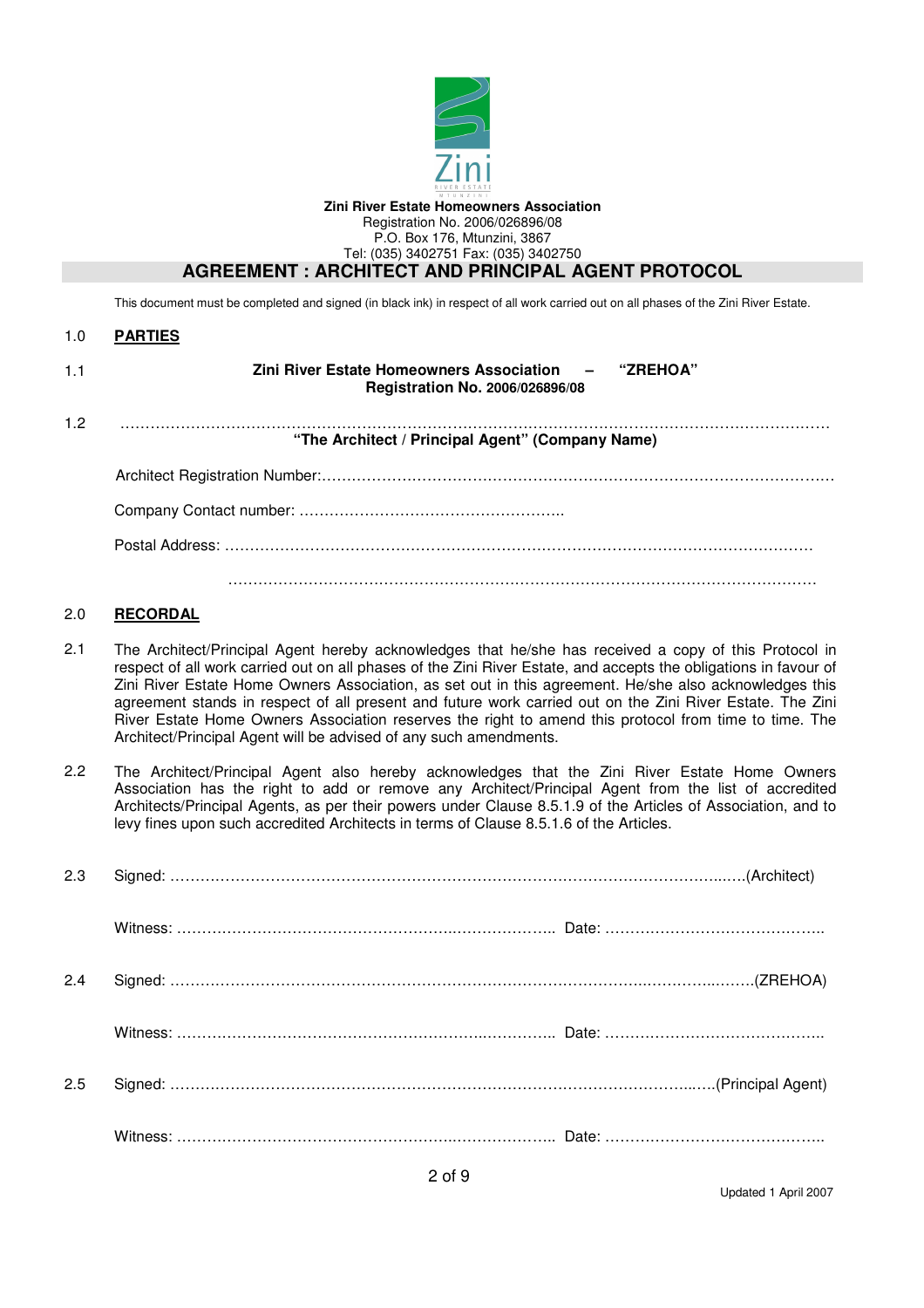**Zini River Estate Homeowners Association**
Registration No. 2006/026896/08
P.O. Box 176, Mtunzini, 3867
Tel: (035) 3402751 Fax: (035) 3402750

# AGREEMENT : ARCHITECT AND PRINCIPAL AGENT PROTOCOL

This document must be completed and signed (in black ink) in respect of all work carried out on all phases of the Zini River Estate.

## 1.0 PARTIES

1.1 **Zini River Estate Homeowners Association – "ZREHOA"**
**Registration No. 2006/026896/08**

1.2 ……………………………………………………………………………………………………………………………
**"The Architect / Principal Agent" (Company Name)**

Architect Registration Number:…………………………………………………………………………………………

Company Contact number: ……………………………………………..

Postal Address: ………………………………………………………………………………………………………

………………………………………………………………………………………………………

## 2.0 RECORDAL

2.1 The Architect/Principal Agent hereby acknowledges that he/she has received a copy of this Protocol in respect of all work carried out on all phases of the Zini River Estate, and accepts the obligations in favour of Zini River Estate Home Owners Association, as set out in this agreement. He/she also acknowledges this agreement stands in respect of all present and future work carried out on the Zini River Estate. The Zini River Estate Home Owners Association reserves the right to amend this protocol from time to time. The Architect/Principal Agent will be advised of any such amendments.

2.2 The Architect/Principal Agent also hereby acknowledges that the Zini River Estate Home Owners Association has the right to add or remove any Architect/Principal Agent from the list of accredited Architects/Principal Agents, as per their powers under Clause 8.5.1.9 of the Articles of Association, and to levy fines upon such accredited Architects in terms of Clause 8.5.1.6 of the Articles.

2.3 Signed: ……………………………………………………………………………………………………(Architect)

Witness: …………………………………………………………… Date: ……………………………………

2.4 Signed: ……………………………………………………………………………………………………(ZREHOA)

Witness: …………………………………………………………… Date: ……………………………………

2.5 Signed: ……………………………………………………………………………………………(Principal Agent)

Witness: …………………………………………………………… Date: ……………………………………

Updated 1 April 2007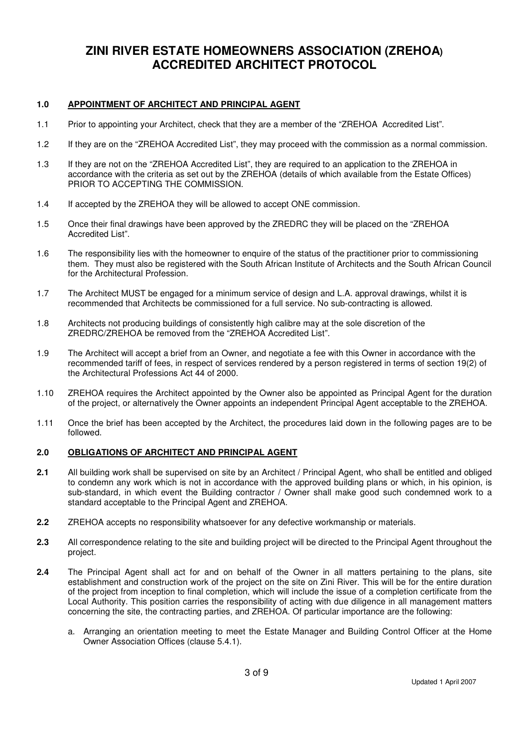# ZINI RIVER ESTATE HOMEOWNERS ASSOCIATION (ZREHOA) ACCREDITED ARCHITECT PROTOCOL

## 1.0 APPOINTMENT OF ARCHITECT AND PRINCIPAL AGENT

1.1 Prior to appointing your Architect, check that they are a member of the "ZREHOA Accredited List".

1.2 If they are on the "ZREHOA Accredited List", they may proceed with the commission as a normal commission.

1.3 If they are not on the "ZREHOA Accredited List", they are required to an application to the ZREHOA in accordance with the criteria as set out by the ZREHOA (details of which available from the Estate Offices) PRIOR TO ACCEPTING THE COMMISSION.

1.4 If accepted by the ZREHOA they will be allowed to accept ONE commission.

1.5 Once their final drawings have been approved by the ZREDRC they will be placed on the "ZREHOA Accredited List".

1.6 The responsibility lies with the homeowner to enquire of the status of the practitioner prior to commissioning them. They must also be registered with the South African Institute of Architects and the South African Council for the Architectural Profession.

1.7 The Architect MUST be engaged for a minimum service of design and L.A. approval drawings, whilst it is recommended that Architects be commissioned for a full service. No sub-contracting is allowed.

1.8 Architects not producing buildings of consistently high calibre may at the sole discretion of the ZREDRC/ZREHOA be removed from the "ZREHOA Accredited List".

1.9 The Architect will accept a brief from an Owner, and negotiate a fee with this Owner in accordance with the recommended tariff of fees, in respect of services rendered by a person registered in terms of section 19(2) of the Architectural Professions Act 44 of 2000.

1.10 ZREHOA requires the Architect appointed by the Owner also be appointed as Principal Agent for the duration of the project, or alternatively the Owner appoints an independent Principal Agent acceptable to the ZREHOA.

1.11 Once the brief has been accepted by the Architect, the procedures laid down in the following pages are to be followed.

## 2.0 OBLIGATIONS OF ARCHITECT AND PRINCIPAL AGENT

**2.1** All building work shall be supervised on site by an Architect / Principal Agent, who shall be entitled and obliged to condemn any work which is not in accordance with the approved building plans or which, in his opinion, is sub-standard, in which event the Building contractor / Owner shall make good such condemned work to a standard acceptable to the Principal Agent and ZREHOA.

**2.2** ZREHOA accepts no responsibility whatsoever for any defective workmanship or materials.

**2.3** All correspondence relating to the site and building project will be directed to the Principal Agent throughout the project.

**2.4** The Principal Agent shall act for and on behalf of the Owner in all matters pertaining to the plans, site establishment and construction work of the project on the site on Zini River. This will be for the entire duration of the project from inception to final completion, which will include the issue of a completion certificate from the Local Authority. This position carries the responsibility of acting with due diligence in all management matters concerning the site, the contracting parties, and ZREHOA. Of particular importance are the following:

a. Arranging an orientation meeting to meet the Estate Manager and Building Control Officer at the Home Owner Association Offices (clause 5.4.1).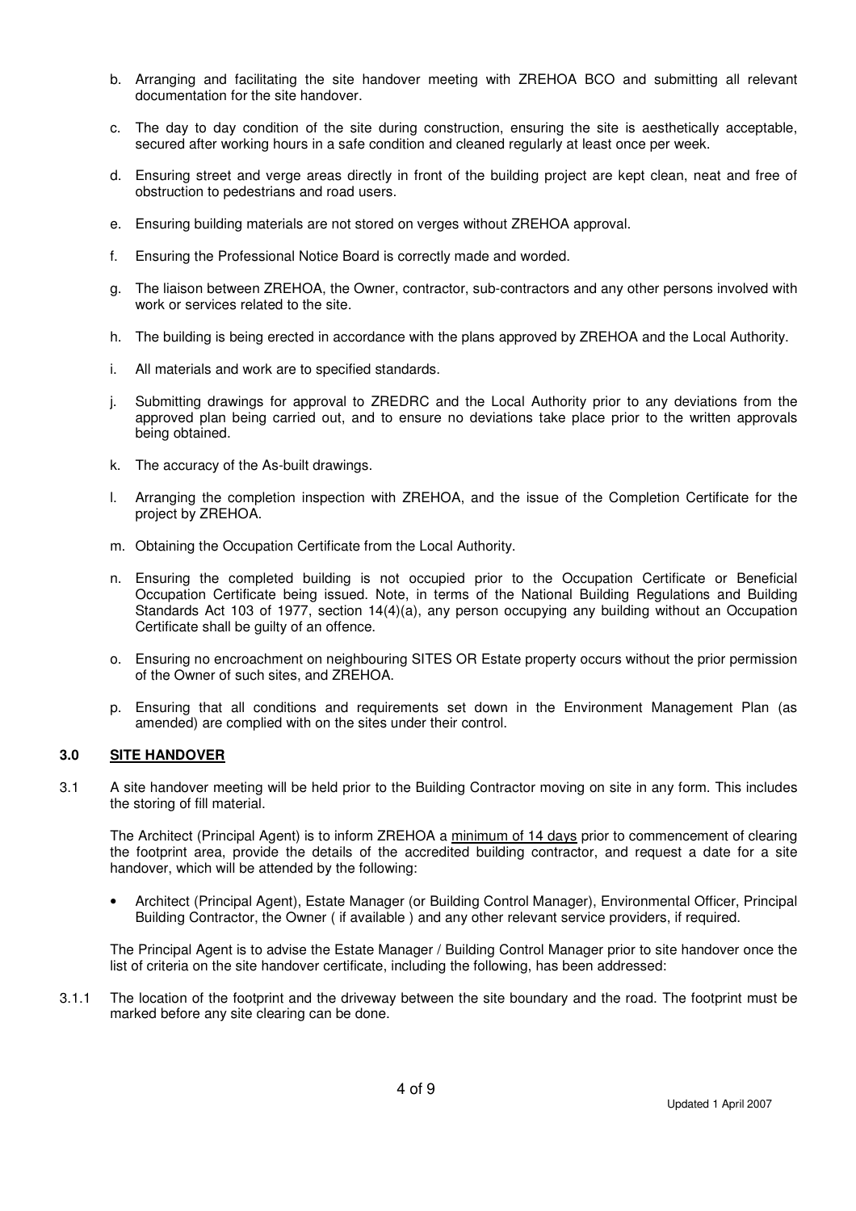b. Arranging and facilitating the site handover meeting with ZREHOA BCO and submitting all relevant documentation for the site handover.

c. The day to day condition of the site during construction, ensuring the site is aesthetically acceptable, secured after working hours in a safe condition and cleaned regularly at least once per week.

d. Ensuring street and verge areas directly in front of the building project are kept clean, neat and free of obstruction to pedestrians and road users.

e. Ensuring building materials are not stored on verges without ZREHOA approval.

f. Ensuring the Professional Notice Board is correctly made and worded.

g. The liaison between ZREHOA, the Owner, contractor, sub-contractors and any other persons involved with work or services related to the site.

h. The building is being erected in accordance with the plans approved by ZREHOA and the Local Authority.

i. All materials and work are to specified standards.

j. Submitting drawings for approval to ZREDRC and the Local Authority prior to any deviations from the approved plan being carried out, and to ensure no deviations take place prior to the written approvals being obtained.

k. The accuracy of the As-built drawings.

l. Arranging the completion inspection with ZREHOA, and the issue of the Completion Certificate for the project by ZREHOA.

m. Obtaining the Occupation Certificate from the Local Authority.

n. Ensuring the completed building is not occupied prior to the Occupation Certificate or Beneficial Occupation Certificate being issued. Note, in terms of the National Building Regulations and Building Standards Act 103 of 1977, section 14(4)(a), any person occupying any building without an Occupation Certificate shall be guilty of an offence.

o. Ensuring no encroachment on neighbouring SITES OR Estate property occurs without the prior permission of the Owner of such sites, and ZREHOA.

p. Ensuring that all conditions and requirements set down in the Environment Management Plan (as amended) are complied with on the sites under their control.

## 3.0 SITE HANDOVER

3.1 A site handover meeting will be held prior to the Building Contractor moving on site in any form. This includes the storing of fill material.

The Architect (Principal Agent) is to inform ZREHOA a <u>minimum of 14 days</u> prior to commencement of clearing the footprint area, provide the details of the accredited building contractor, and request a date for a site handover, which will be attended by the following:

- Architect (Principal Agent), Estate Manager (or Building Control Manager), Environmental Officer, Principal Building Contractor, the Owner ( if available ) and any other relevant service providers, if required.

The Principal Agent is to advise the Estate Manager / Building Control Manager prior to site handover once the list of criteria on the site handover certificate, including the following, has been addressed:

3.1.1 The location of the footprint and the driveway between the site boundary and the road. The footprint must be marked before any site clearing can be done.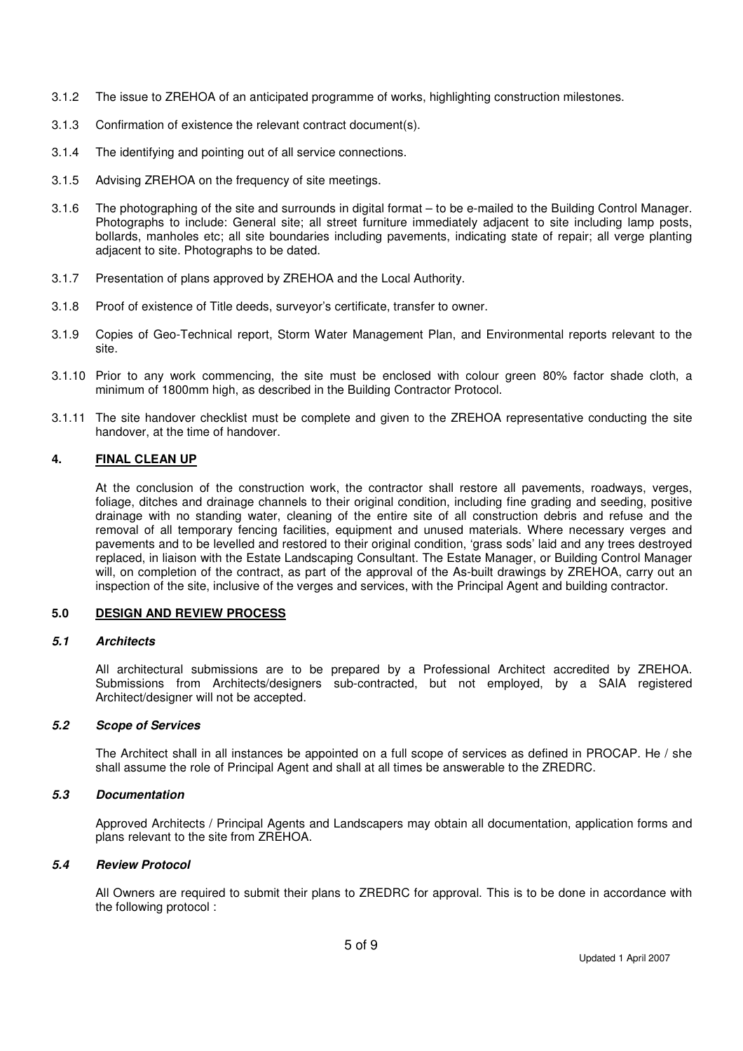3.1.2 The issue to ZREHOA of an anticipated programme of works, highlighting construction milestones.

3.1.3 Confirmation of existence the relevant contract document(s).

3.1.4 The identifying and pointing out of all service connections.

3.1.5 Advising ZREHOA on the frequency of site meetings.

3.1.6 The photographing of the site and surrounds in digital format – to be e-mailed to the Building Control Manager. Photographs to include: General site; all street furniture immediately adjacent to site including lamp posts, bollards, manholes etc; all site boundaries including pavements, indicating state of repair; all verge planting adjacent to site. Photographs to be dated.

3.1.7 Presentation of plans approved by ZREHOA and the Local Authority.

3.1.8 Proof of existence of Title deeds, surveyor's certificate, transfer to owner.

3.1.9 Copies of Geo-Technical report, Storm Water Management Plan, and Environmental reports relevant to the site.

3.1.10 Prior to any work commencing, the site must be enclosed with colour green 80% factor shade cloth, a minimum of 1800mm high, as described in the Building Contractor Protocol.

3.1.11 The site handover checklist must be complete and given to the ZREHOA representative conducting the site handover, at the time of handover.

## 4. FINAL CLEAN UP

At the conclusion of the construction work, the contractor shall restore all pavements, roadways, verges, foliage, ditches and drainage channels to their original condition, including fine grading and seeding, positive drainage with no standing water, cleaning of the entire site of all construction debris and refuse and the removal of all temporary fencing facilities, equipment and unused materials. Where necessary verges and pavements and to be levelled and restored to their original condition, 'grass sods' laid and any trees destroyed replaced, in liaison with the Estate Landscaping Consultant. The Estate Manager, or Building Control Manager will, on completion of the contract, as part of the approval of the As-built drawings by ZREHOA, carry out an inspection of the site, inclusive of the verges and services, with the Principal Agent and building contractor.

## 5.0 DESIGN AND REVIEW PROCESS

### *5.1 Architects*

All architectural submissions are to be prepared by a Professional Architect accredited by ZREHOA. Submissions from Architects/designers sub-contracted, but not employed, by a SAIA registered Architect/designer will not be accepted.

### *5.2 Scope of Services*

The Architect shall in all instances be appointed on a full scope of services as defined in PROCAP. He / she shall assume the role of Principal Agent and shall at all times be answerable to the ZREDRC.

### *5.3 Documentation*

Approved Architects / Principal Agents and Landscapers may obtain all documentation, application forms and plans relevant to the site from ZREHOA.

### *5.4 Review Protocol*

All Owners are required to submit their plans to ZREDRC for approval. This is to be done in accordance with the following protocol :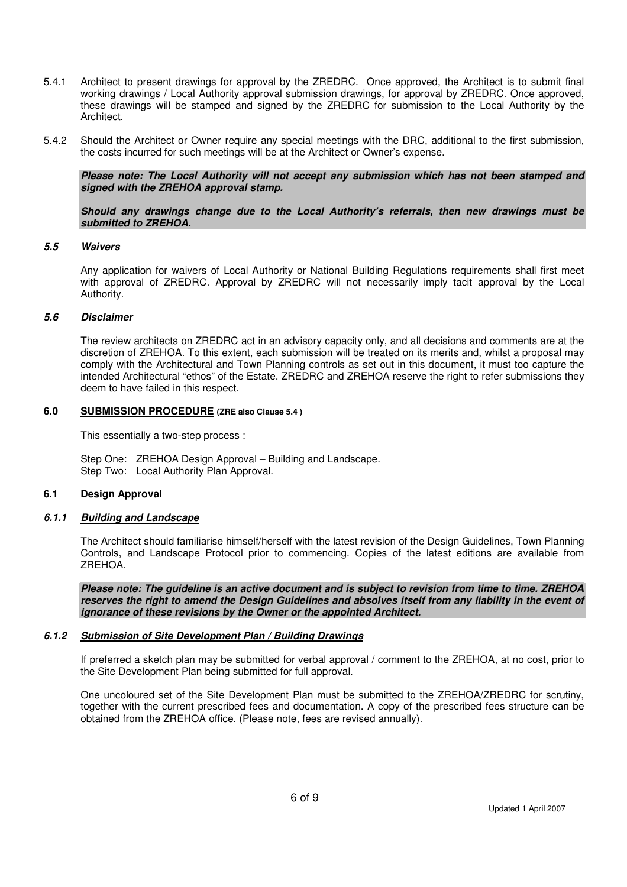5.4.1 Architect to present drawings for approval by the ZREDRC. Once approved, the Architect is to submit final working drawings / Local Authority approval submission drawings, for approval by ZREDRC. Once approved, these drawings will be stamped and signed by the ZREDRC for submission to the Local Authority by the Architect.

5.4.2 Should the Architect or Owner require any special meetings with the DRC, additional to the first submission, the costs incurred for such meetings will be at the Architect or Owner's expense.

***Please note: The Local Authority will not accept any submission which has not been stamped and signed with the ZREHOA approval stamp.***

***Should any drawings change due to the Local Authority's referrals, then new drawings must be submitted to ZREHOA.***

### *5.5 Waivers*

Any application for waivers of Local Authority or National Building Regulations requirements shall first meet with approval of ZREDRC. Approval by ZREDRC will not necessarily imply tacit approval by the Local Authority.

### *5.6 Disclaimer*

The review architects on ZREDRC act in an advisory capacity only, and all decisions and comments are at the discretion of ZREHOA. To this extent, each submission will be treated on its merits and, whilst a proposal may comply with the Architectural and Town Planning controls as set out in this document, it must too capture the intended Architectural "ethos" of the Estate. ZREDRC and ZREHOA reserve the right to refer submissions they deem to have failed in this respect.

## 6.0 SUBMISSION PROCEDURE (ZRE also Clause 5.4 )

This essentially a two-step process :

Step One: ZREHOA Design Approval – Building and Landscape.
Step Two: Local Authority Plan Approval.

### 6.1 Design Approval

#### *6.1.1 Building and Landscape*

The Architect should familiarise himself/herself with the latest revision of the Design Guidelines, Town Planning Controls, and Landscape Protocol prior to commencing. Copies of the latest editions are available from ZREHOA.

***Please note: The guideline is an active document and is subject to revision from time to time. ZREHOA reserves the right to amend the Design Guidelines and absolves itself from any liability in the event of ignorance of these revisions by the Owner or the appointed Architect.***

#### *6.1.2 Submission of Site Development Plan / Building Drawings*

If preferred a sketch plan may be submitted for verbal approval / comment to the ZREHOA, at no cost, prior to the Site Development Plan being submitted for full approval.

One uncoloured set of the Site Development Plan must be submitted to the ZREHOA/ZREDRC for scrutiny, together with the current prescribed fees and documentation. A copy of the prescribed fees structure can be obtained from the ZREHOA office. (Please note, fees are revised annually).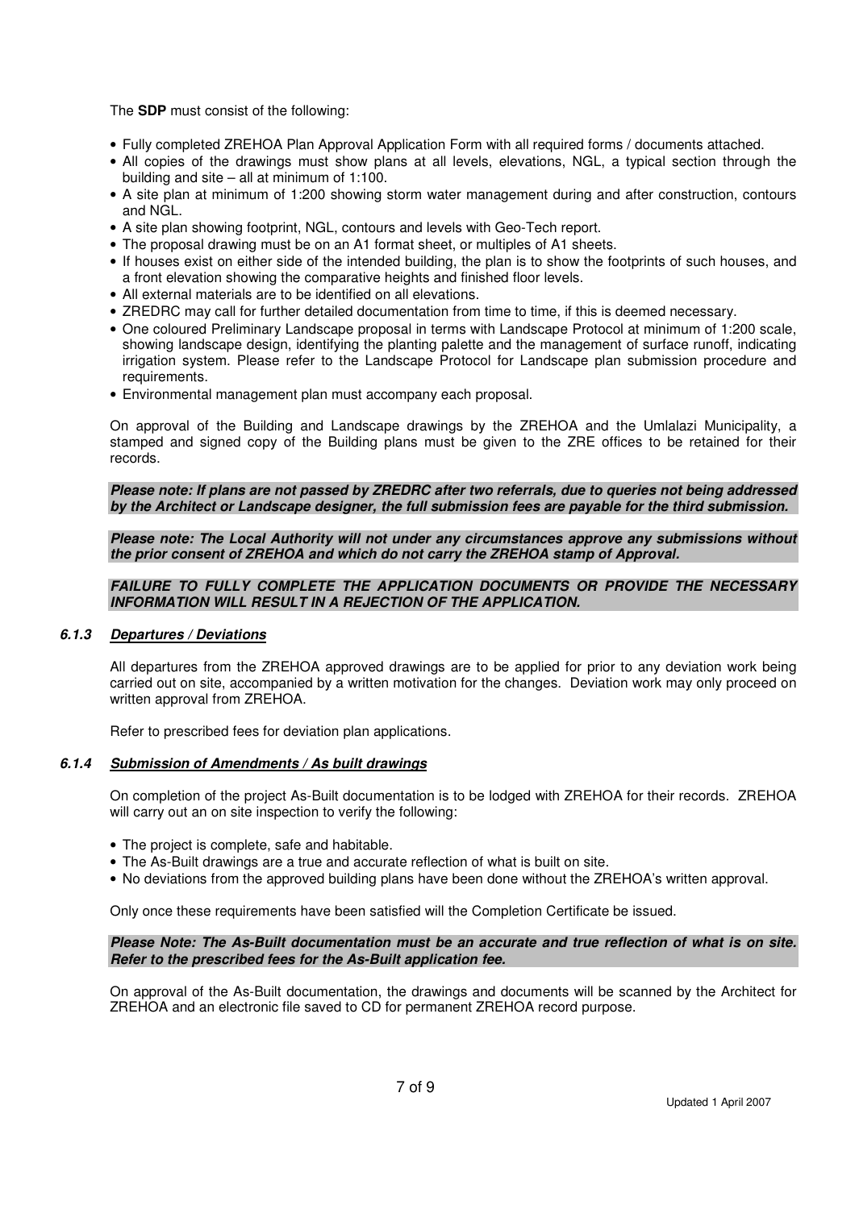The **SDP** must consist of the following:

- Fully completed ZREHOA Plan Approval Application Form with all required forms / documents attached.
- All copies of the drawings must show plans at all levels, elevations, NGL, a typical section through the building and site – all at minimum of 1:100.
- A site plan at minimum of 1:200 showing storm water management during and after construction, contours and NGL.
- A site plan showing footprint, NGL, contours and levels with Geo-Tech report.
- The proposal drawing must be on an A1 format sheet, or multiples of A1 sheets.
- If houses exist on either side of the intended building, the plan is to show the footprints of such houses, and a front elevation showing the comparative heights and finished floor levels.
- All external materials are to be identified on all elevations.
- ZREDRC may call for further detailed documentation from time to time, if this is deemed necessary.
- One coloured Preliminary Landscape proposal in terms with Landscape Protocol at minimum of 1:200 scale, showing landscape design, identifying the planting palette and the management of surface runoff, indicating irrigation system. Please refer to the Landscape Protocol for Landscape plan submission procedure and requirements.
- Environmental management plan must accompany each proposal.

On approval of the Building and Landscape drawings by the ZREHOA and the Umlalazi Municipality, a stamped and signed copy of the Building plans must be given to the ZRE offices to be retained for their records.

***Please note: If plans are not passed by ZREDRC after two referrals, due to queries not being addressed by the Architect or Landscape designer, the full submission fees are payable for the third submission.***

***Please note: The Local Authority will not under any circumstances approve any submissions without the prior consent of ZREHOA and which do not carry the ZREHOA stamp of Approval.***

***FAILURE TO FULLY COMPLETE THE APPLICATION DOCUMENTS OR PROVIDE THE NECESSARY INFORMATION WILL RESULT IN A REJECTION OF THE APPLICATION.***

#### *6.1.3 Departures / Deviations*

All departures from the ZREHOA approved drawings are to be applied for prior to any deviation work being carried out on site, accompanied by a written motivation for the changes. Deviation work may only proceed on written approval from ZREHOA.

Refer to prescribed fees for deviation plan applications.

#### *6.1.4 Submission of Amendments / As built drawings*

On completion of the project As-Built documentation is to be lodged with ZREHOA for their records. ZREHOA will carry out an on site inspection to verify the following:

- The project is complete, safe and habitable.
- The As-Built drawings are a true and accurate reflection of what is built on site.
- No deviations from the approved building plans have been done without the ZREHOA's written approval.

Only once these requirements have been satisfied will the Completion Certificate be issued.

***Please Note: The As-Built documentation must be an accurate and true reflection of what is on site. Refer to the prescribed fees for the As-Built application fee.***

On approval of the As-Built documentation, the drawings and documents will be scanned by the Architect for ZREHOA and an electronic file saved to CD for permanent ZREHOA record purpose.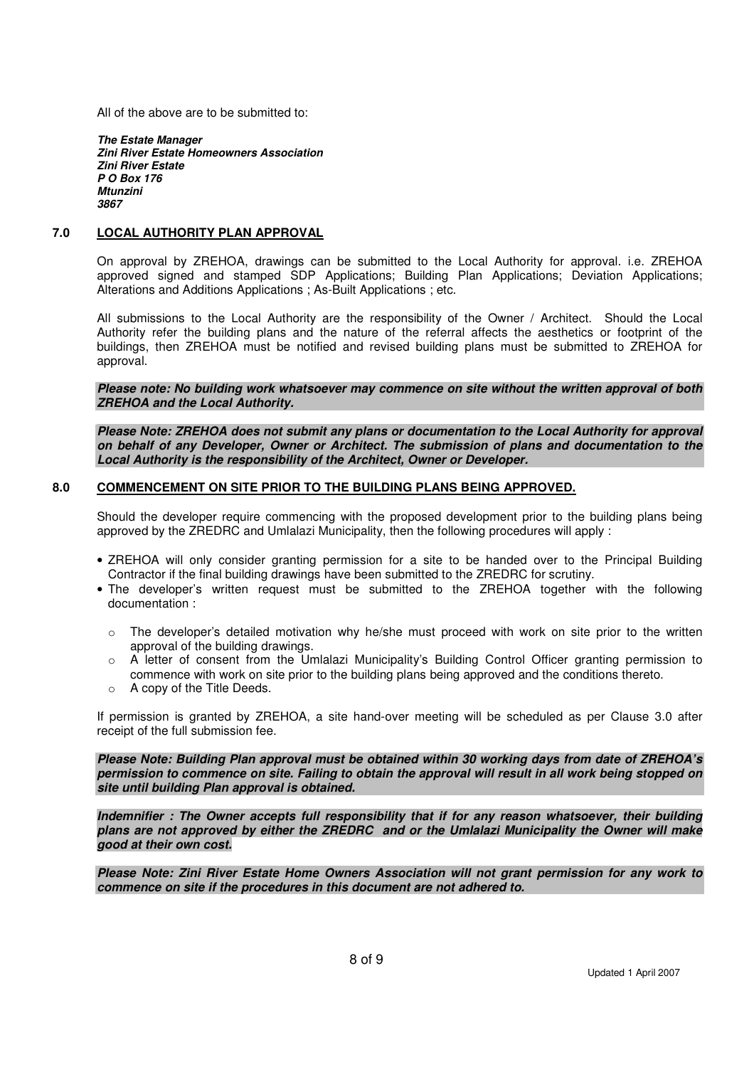All of the above are to be submitted to:

***The Estate Manager***
***Zini River Estate Homeowners Association***
***Zini River Estate***
***P O Box 176***
***Mtunzini***
***3867***

## 7.0 LOCAL AUTHORITY PLAN APPROVAL

On approval by ZREHOA, drawings can be submitted to the Local Authority for approval. i.e. ZREHOA approved signed and stamped SDP Applications; Building Plan Applications; Deviation Applications; Alterations and Additions Applications ; As-Built Applications ; etc.

All submissions to the Local Authority are the responsibility of the Owner / Architect. Should the Local Authority refer the building plans and the nature of the referral affects the aesthetics or footprint of the buildings, then ZREHOA must be notified and revised building plans must be submitted to ZREHOA for approval.

***Please note: No building work whatsoever may commence on site without the written approval of both ZREHOA and the Local Authority.***

***Please Note: ZREHOA does not submit any plans or documentation to the Local Authority for approval on behalf of any Developer, Owner or Architect. The submission of plans and documentation to the Local Authority is the responsibility of the Architect, Owner or Developer.***

## 8.0 COMMENCEMENT ON SITE PRIOR TO THE BUILDING PLANS BEING APPROVED.

Should the developer require commencing with the proposed development prior to the building plans being approved by the ZREDRC and Umlalazi Municipality, then the following procedures will apply :

- ZREHOA will only consider granting permission for a site to be handed over to the Principal Building Contractor if the final building drawings have been submitted to the ZREDRC for scrutiny.
- The developer's written request must be submitted to the ZREHOA together with the following documentation :
  - The developer's detailed motivation why he/she must proceed with work on site prior to the written approval of the building drawings.
  - A letter of consent from the Umlalazi Municipality's Building Control Officer granting permission to commence with work on site prior to the building plans being approved and the conditions thereto.
  - A copy of the Title Deeds.

If permission is granted by ZREHOA, a site hand-over meeting will be scheduled as per Clause 3.0 after receipt of the full submission fee.

***Please Note: Building Plan approval must be obtained within 30 working days from date of ZREHOA's permission to commence on site. Failing to obtain the approval will result in all work being stopped on site until building Plan approval is obtained.***

***Indemnifier : The Owner accepts full responsibility that if for any reason whatsoever, their building plans are not approved by either the ZREDRC and or the Umlalazi Municipality the Owner will make good at their own cost.***

***Please Note: Zini River Estate Home Owners Association will not grant permission for any work to commence on site if the procedures in this document are not adhered to.***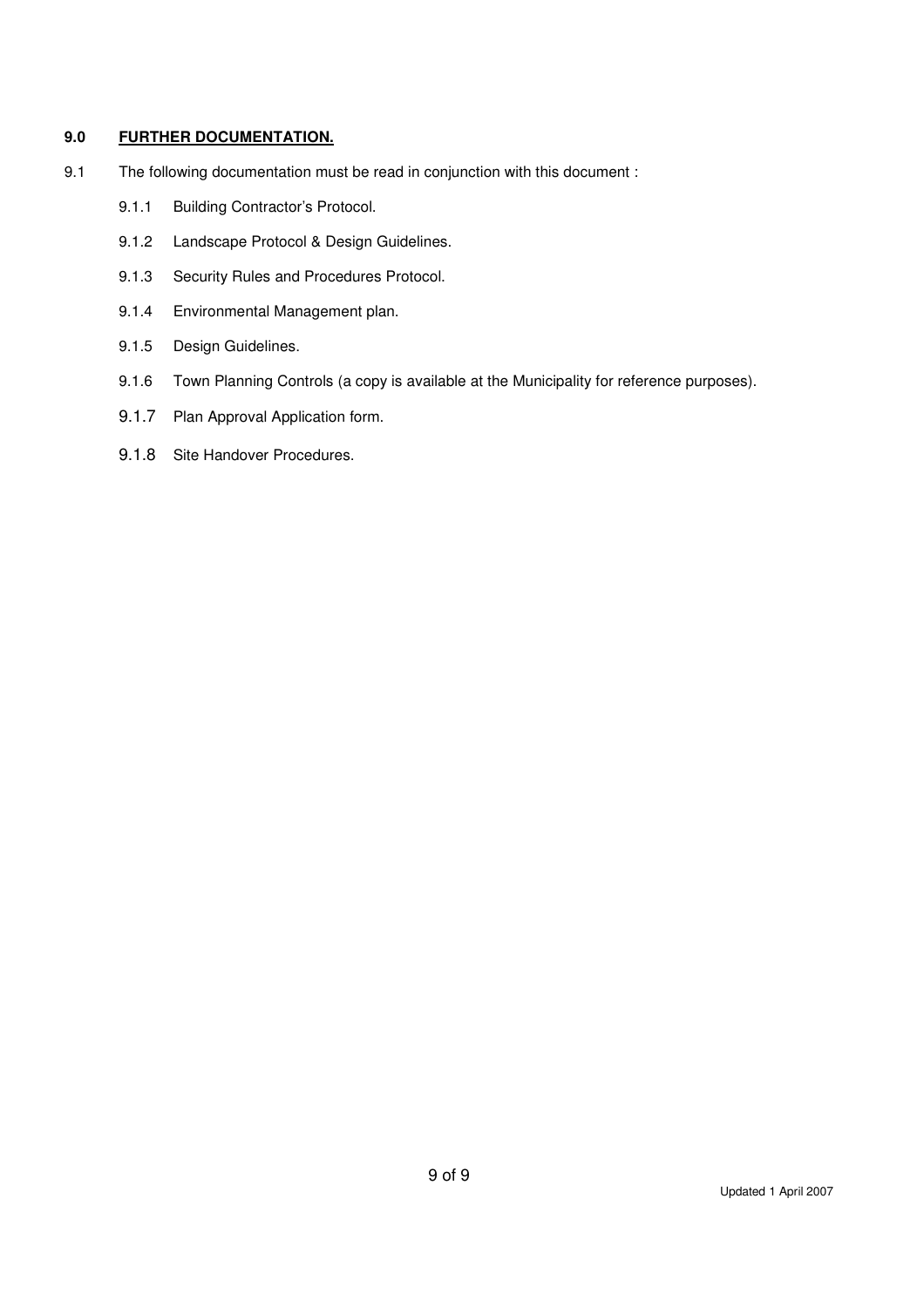## 9.0 FURTHER DOCUMENTATION.

9.1 The following documentation must be read in conjunction with this document :

- 9.1.1 Building Contractor's Protocol.
- 9.1.2 Landscape Protocol & Design Guidelines.
- 9.1.3 Security Rules and Procedures Protocol.
- 9.1.4 Environmental Management plan.
- 9.1.5 Design Guidelines.
- 9.1.6 Town Planning Controls (a copy is available at the Municipality for reference purposes).
- 9.1.7 Plan Approval Application form.
- 9.1.8 Site Handover Procedures.

Updated 1 April 2007